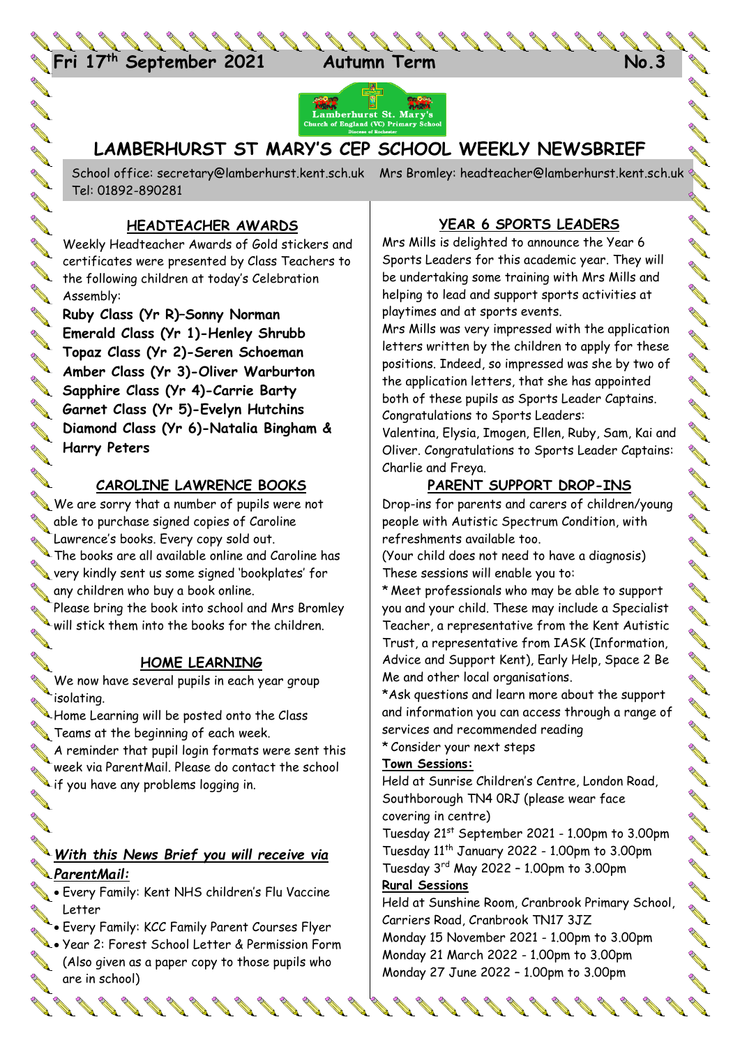Fri 17th September 2021 **Autumn Term** **No.3**

# LAMBERHURST ST MARY'S CEP SCHOOL WEEKLY NEWSBRIEF

School office: secretary@lamberhurst.kent.sch.uk Mrs Bromley: headteacher@lamberhurst.kent.sch.uk
Tel: 01892-890281

## HEADTEACHER AWARDS

Weekly Headteacher Awards of Gold stickers and certificates were presented by Class Teachers to the following children at today's Celebration Assembly:

**Ruby Class (Yr R)–Sonny Norman**
**Emerald Class (Yr 1)-Henley Shrubb**
**Topaz Class (Yr 2)-Seren Schoeman**
**Amber Class (Yr 3)-Oliver Warburton**
**Sapphire Class (Yr 4)-Carrie Barty**
**Garnet Class (Yr 5)-Evelyn Hutchins**
**Diamond Class (Yr 6)-Natalia Bingham & Harry Peters**

## CAROLINE LAWRENCE BOOKS

We are sorry that a number of pupils were not able to purchase signed copies of Caroline Lawrence's books. Every copy sold out.
The books are all available online and Caroline has very kindly sent us some signed 'bookplates' for any children who buy a book online.
Please bring the book into school and Mrs Bromley will stick them into the books for the children.

## HOME LEARNING

We now have several pupils in each year group isolating.
Home Learning will be posted onto the Class Teams at the beginning of each week.
A reminder that pupil login formats were sent this week via ParentMail. Please do contact the school if you have any problems logging in.

## *With this News Brief you will receive via ParentMail:*

- Every Family: Kent NHS children's Flu Vaccine Letter
- Every Family: KCC Family Parent Courses Flyer
- Year 2: Forest School Letter & Permission Form (Also given as a paper copy to those pupils who are in school)

## YEAR 6 SPORTS LEADERS

Mrs Mills is delighted to announce the Year 6 Sports Leaders for this academic year. They will be undertaking some training with Mrs Mills and helping to lead and support sports activities at playtimes and at sports events.
Mrs Mills was very impressed with the application letters written by the children to apply for these positions. Indeed, so impressed was she by two of the application letters, that she has appointed both of these pupils as Sports Leader Captains.
Congratulations to Sports Leaders:
Valentina, Elysia, Imogen, Ellen, Ruby, Sam, Kai and Oliver. Congratulations to Sports Leader Captains: Charlie and Freya.

## PARENT SUPPORT DROP-INS

Drop-ins for parents and carers of children/young people with Autistic Spectrum Condition, with refreshments available too.
(Your child does not need to have a diagnosis)
These sessions will enable you to:
* Meet professionals who may be able to support you and your child. These may include a Specialist Teacher, a representative from the Kent Autistic Trust, a representative from IASK (Information, Advice and Support Kent), Early Help, Space 2 Be Me and other local organisations.
*Ask questions and learn more about the support and information you can access through a range of services and recommended reading
* Consider your next steps

**Town Sessions:**
Held at Sunrise Children's Centre, London Road, Southborough TN4 0RJ (please wear face covering in centre)
Tuesday 21st September 2021 - 1.00pm to 3.00pm
Tuesday 11th January 2022 - 1.00pm to 3.00pm
Tuesday 3rd May 2022 – 1.00pm to 3.00pm

**Rural Sessions**
Held at Sunshine Room, Cranbrook Primary School, Carriers Road, Cranbrook TN17 3JZ
Monday 15 November 2021 - 1.00pm to 3.00pm
Monday 21 March 2022 - 1.00pm to 3.00pm
Monday 27 June 2022 – 1.00pm to 3.00pm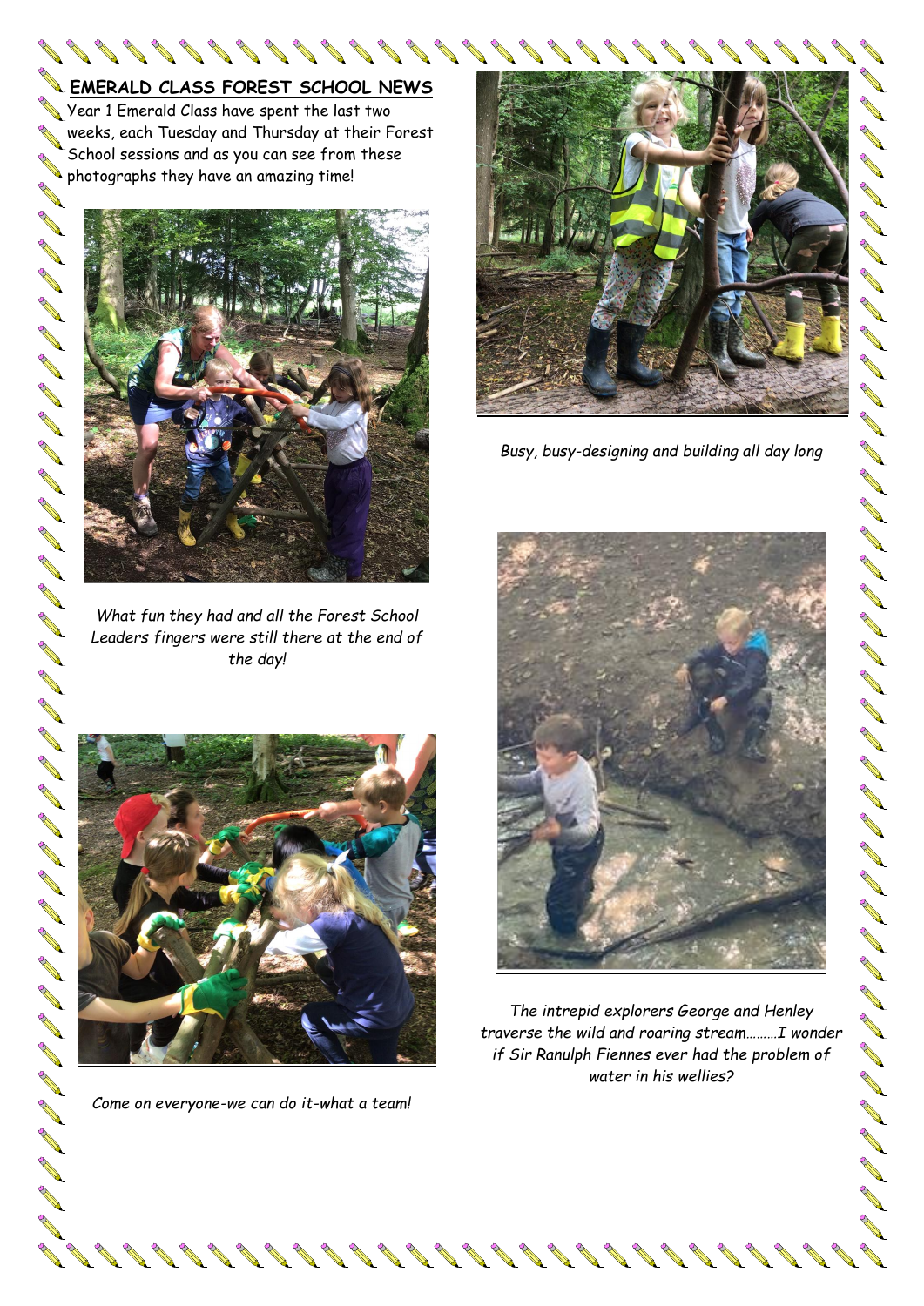## EMERALD CLASS FOREST SCHOOL NEWS

Year 1 Emerald Class have spent the last two weeks, each Tuesday and Thursday at their Forest School sessions and as you can see from these photographs they have an amazing time!

*What fun they had and all the Forest School Leaders fingers were still there at the end of the day!*

*Come on everyone-we can do it-what a team!*

*Busy, busy-designing and building all day long*

*The intrepid explorers George and Henley traverse the wild and roaring stream………I wonder if Sir Ranulph Fiennes ever had the problem of water in his wellies?*